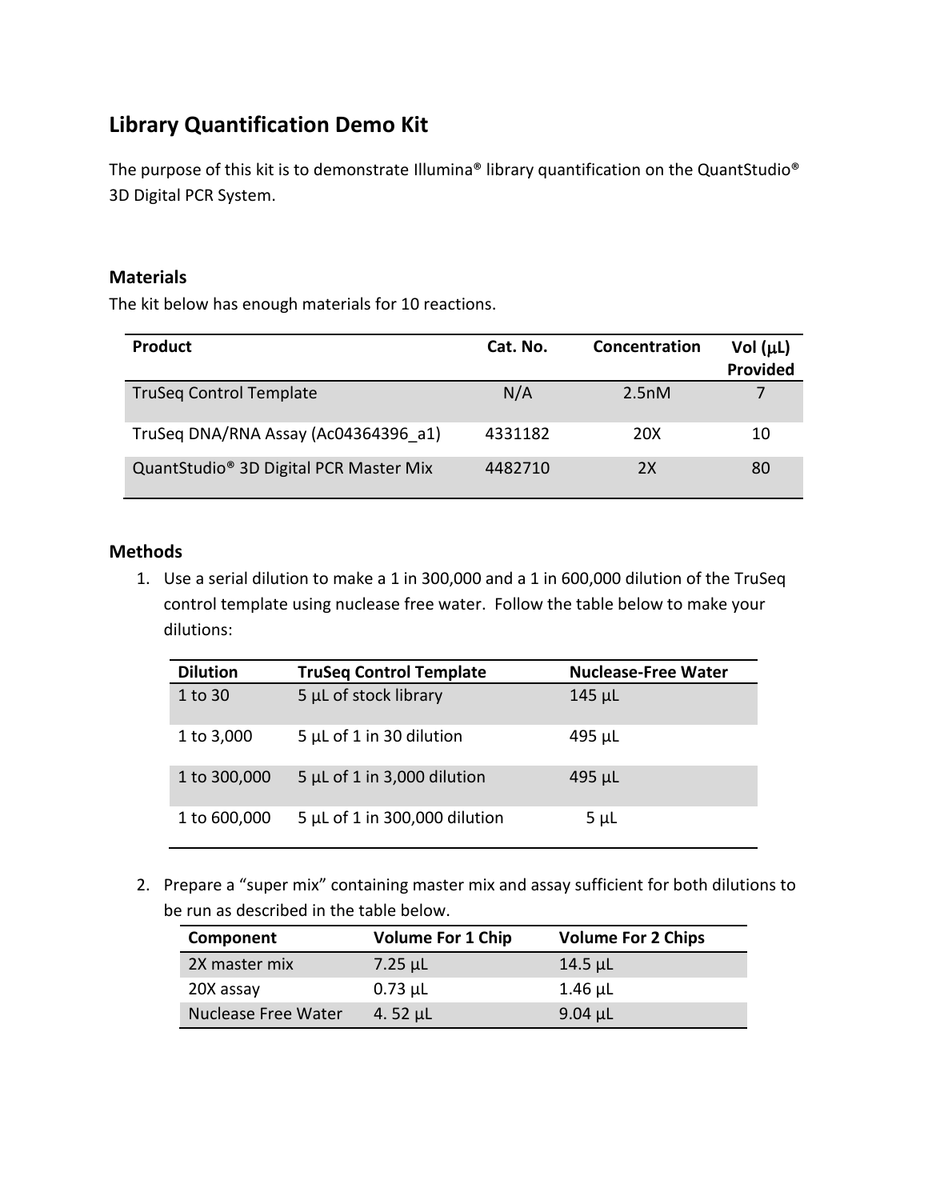# Library Quantification Demo Kit

The purpose of this kit is to demonstrate Illumina® library quantification on the QuantStudio® 3D Digital PCR System.

## Materials

The kit below has enough materials for 10 reactions.

| Product | Cat. No. | Concentration | Vol (μL) Provided |
|---|---|---|---|
| TruSeq Control Template | N/A | 2.5nM | 7 |
| TruSeq DNA/RNA Assay (Ac04364396_a1) | 4331182 | 20X | 10 |
| QuantStudio® 3D Digital PCR Master Mix | 4482710 | 2X | 80 |

## Methods

1. Use a serial dilution to make a 1 in 300,000 and a 1 in 600,000 dilution of the TruSeq control template using nuclease free water. Follow the table below to make your dilutions:

| Dilution | TruSeq Control Template | Nuclease-Free Water |
|---|---|---|
| 1 to 30 | 5 μL of stock library | 145 μL |
| 1 to 3,000 | 5 μL of 1 in 30 dilution | 495 μL |
| 1 to 300,000 | 5 μL of 1 in 3,000 dilution | 495 μL |
| 1 to 600,000 | 5 μL of 1 in 300,000 dilution | 5 μL |

2. Prepare a "super mix" containing master mix and assay sufficient for both dilutions to be run as described in the table below.

| Component | Volume For 1 Chip | Volume For 2 Chips |
|---|---|---|
| 2X master mix | 7.25 μL | 14.5 μL |
| 20X assay | 0.73 μL | 1.46 μL |
| Nuclease Free Water | 4. 52 μL | 9.04 μL |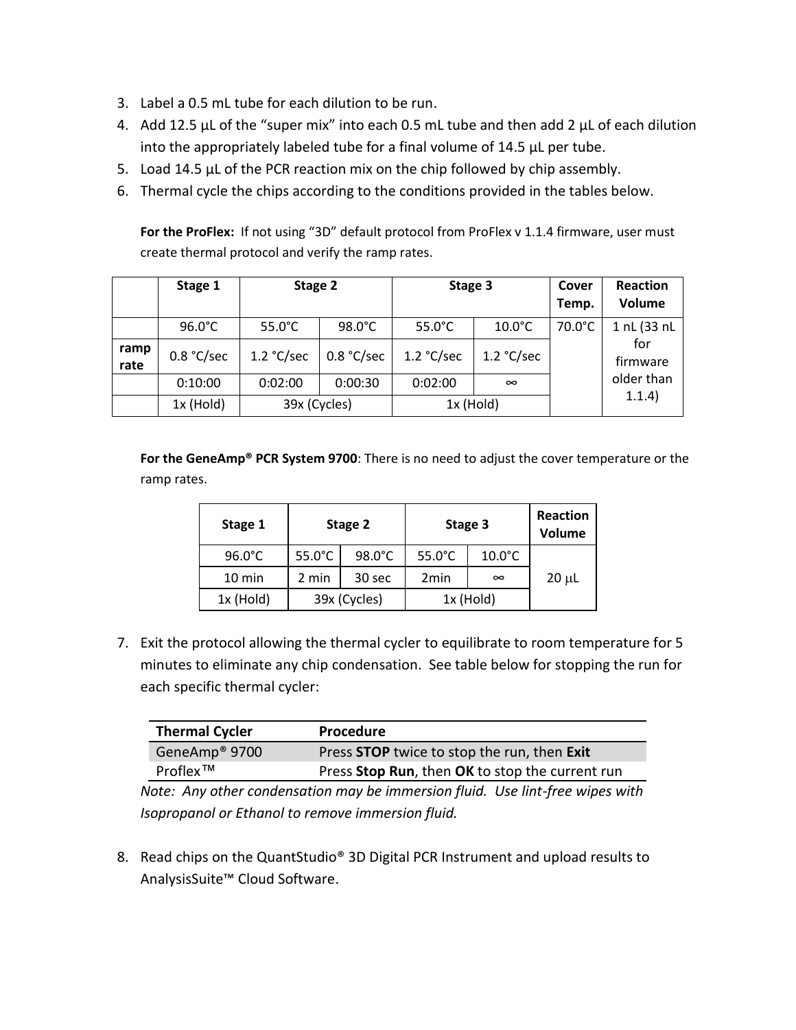3. Label a 0.5 mL tube for each dilution to be run.
4. Add 12.5 µL of the "super mix" into each 0.5 mL tube and then add 2 µL of each dilution into the appropriately labeled tube for a final volume of 14.5 µL per tube.
5. Load 14.5 µL of the PCR reaction mix on the chip followed by chip assembly.
6. Thermal cycle the chips according to the conditions provided in the tables below.

**For the ProFlex:** If not using "3D" default protocol from ProFlex v 1.1.4 firmware, user must create thermal protocol and verify the ramp rates.

| | Stage 1 | Stage 2 | | Stage 3 | | Cover Temp. | Reaction Volume |
|---|---|---|---|---|---|---|---|
| | 96.0°C | 55.0°C | 98.0°C | 55.0°C | 10.0°C | 70.0°C | 1 nL (33 nL for firmware older than 1.1.4) |
| **ramp rate** | 0.8 °C/sec | 1.2 °C/sec | 0.8 °C/sec | 1.2 °C/sec | 1.2 °C/sec | | |
| | 0:10:00 | 0:02:00 | 0:00:30 | 0:02:00 | ∞ | | |
| | 1x (Hold) | 39x (Cycles) | | 1x (Hold) | | | |

**For the GeneAmp® PCR System 9700**: There is no need to adjust the cover temperature or the ramp rates.

| Stage 1 | Stage 2 | | Stage 3 | | Reaction Volume |
|---|---|---|---|---|---|
| 96.0°C | 55.0°C | 98.0°C | 55.0°C | 10.0°C | 20 µL |
| 10 min | 2 min | 30 sec | 2min | ∞ | |
| 1x (Hold) | 39x (Cycles) | | 1x (Hold) | | |

7. Exit the protocol allowing the thermal cycler to equilibrate to room temperature for 5 minutes to eliminate any chip condensation. See table below for stopping the run for each specific thermal cycler:

| Thermal Cycler | Procedure |
|---|---|
| GeneAmp® 9700 | Press **STOP** twice to stop the run, then **Exit** |
| Proflex™ | Press **Stop Run**, then **OK** to stop the current run |

*Note: Any other condensation may be immersion fluid. Use lint-free wipes with Isopropanol or Ethanol to remove immersion fluid.*

8. Read chips on the QuantStudio® 3D Digital PCR Instrument and upload results to AnalysisSuite™ Cloud Software.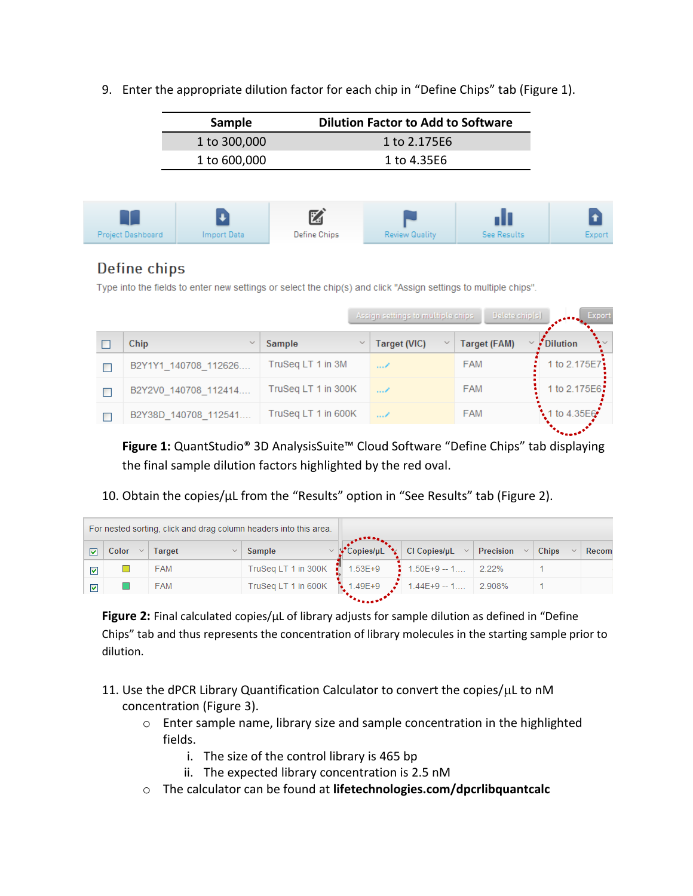9. Enter the appropriate dilution factor for each chip in "Define Chips" tab (Figure 1).

| Sample | Dilution Factor to Add to Software |
|---|---|
| 1 to 300,000 | 1 to 2.175E6 |
| 1 to 600,000 | 1 to 4.35E6 |

**Figure 1:** QuantStudio® 3D AnalysisSuite™ Cloud Software "Define Chips" tab displaying the final sample dilution factors highlighted by the red oval.

10. Obtain the copies/µL from the "Results" option in "See Results" tab (Figure 2).

**Figure 2:** Final calculated copies/µL of library adjusts for sample dilution as defined in "Define Chips" tab and thus represents the concentration of library molecules in the starting sample prior to dilution.

11. Use the dPCR Library Quantification Calculator to convert the copies/µL to nM concentration (Figure 3).
    - Enter sample name, library size and sample concentration in the highlighted fields.
        i. The size of the control library is 465 bp
        ii. The expected library concentration is 2.5 nM
    - The calculator can be found at **lifetechnologies.com/dpcrlibquantcalc**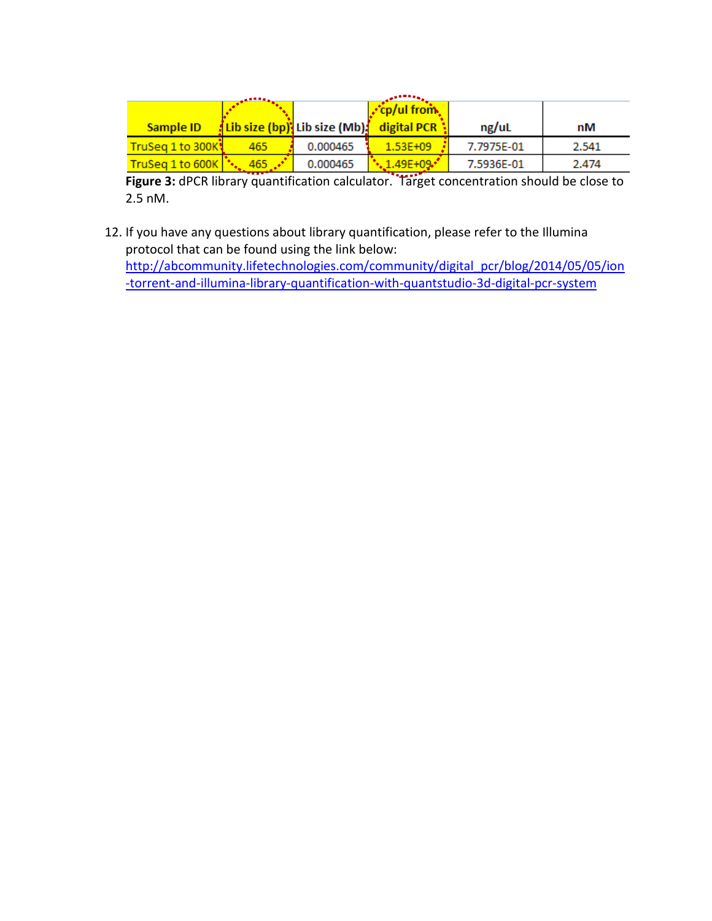| Sample ID | Lib size (bp) | Lib size (Mb) | cp/ul from digital PCR | ng/uL | nM |
|---|---|---|---|---|---|
| TruSeq 1 to 300K | 465 | 0.000465 | 1.53E+09 | 7.7975E-01 | 2.541 |
| TruSeq 1 to 600K | 465 | 0.000465 | 1.49E+09 | 7.5936E-01 | 2.474 |

**Figure 3:** dPCR library quantification calculator. Target concentration should be close to 2.5 nM.

12. If you have any questions about library quantification, please refer to the Illumina protocol that can be found using the link below: [http://abcommunity.lifetechnologies.com/community/digital_pcr/blog/2014/05/05/ion-torrent-and-illumina-library-quantification-with-quantstudio-3d-digital-pcr-system](http://abcommunity.lifetechnologies.com/community/digital_pcr/blog/2014/05/05/ion-torrent-and-illumina-library-quantification-with-quantstudio-3d-digital-pcr-system)